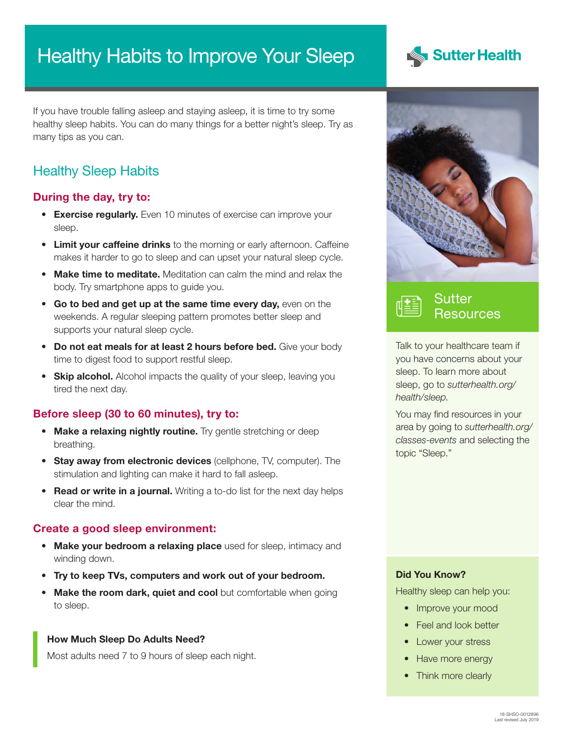# Healthy Habits to Improve Your Sleep

Sutter Health

If you have trouble falling asleep and staying asleep, it is time to try some healthy sleep habits. You can do many things for a better night's sleep. Try as many tips as you can.

## Healthy Sleep Habits

### During the day, try to:

- **Exercise regularly.** Even 10 minutes of exercise can improve your sleep.
- **Limit your caffeine drinks** to the morning or early afternoon. Caffeine makes it harder to go to sleep and can upset your natural sleep cycle.
- **Make time to meditate.** Meditation can calm the mind and relax the body. Try smartphone apps to guide you.
- **Go to bed and get up at the same time every day,** even on the weekends. A regular sleeping pattern promotes better sleep and supports your natural sleep cycle.
- **Do not eat meals for at least 2 hours before bed.** Give your body time to digest food to support restful sleep.
- **Skip alcohol.** Alcohol impacts the quality of your sleep, leaving you tired the next day.

### Before sleep (30 to 60 minutes), try to:

- **Make a relaxing nightly routine.** Try gentle stretching or deep breathing.
- **Stay away from electronic devices** (cellphone, TV, computer). The stimulation and lighting can make it hard to fall asleep.
- **Read or write in a journal.** Writing a to-do list for the next day helps clear the mind.

### Create a good sleep environment:

- **Make your bedroom a relaxing place** used for sleep, intimacy and winding down.
- **Try to keep TVs, computers and work out of your bedroom.**
- **Make the room dark, quiet and cool** but comfortable when going to sleep.

**How Much Sleep Do Adults Need?**

Most adults need 7 to 9 hours of sleep each night.

## Sutter Resources

Talk to your healthcare team if you have concerns about your sleep. To learn more about sleep, go to *sutterhealth.org/health/sleep*.

You may find resources in your area by going to *sutterhealth.org/classes-events* and selecting the topic "Sleep."

**Did You Know?**

Healthy sleep can help you:

- Improve your mood
- Feel and look better
- Lower your stress
- Have more energy
- Think more clearly

18-SHSO-0012896
Last revised July 2019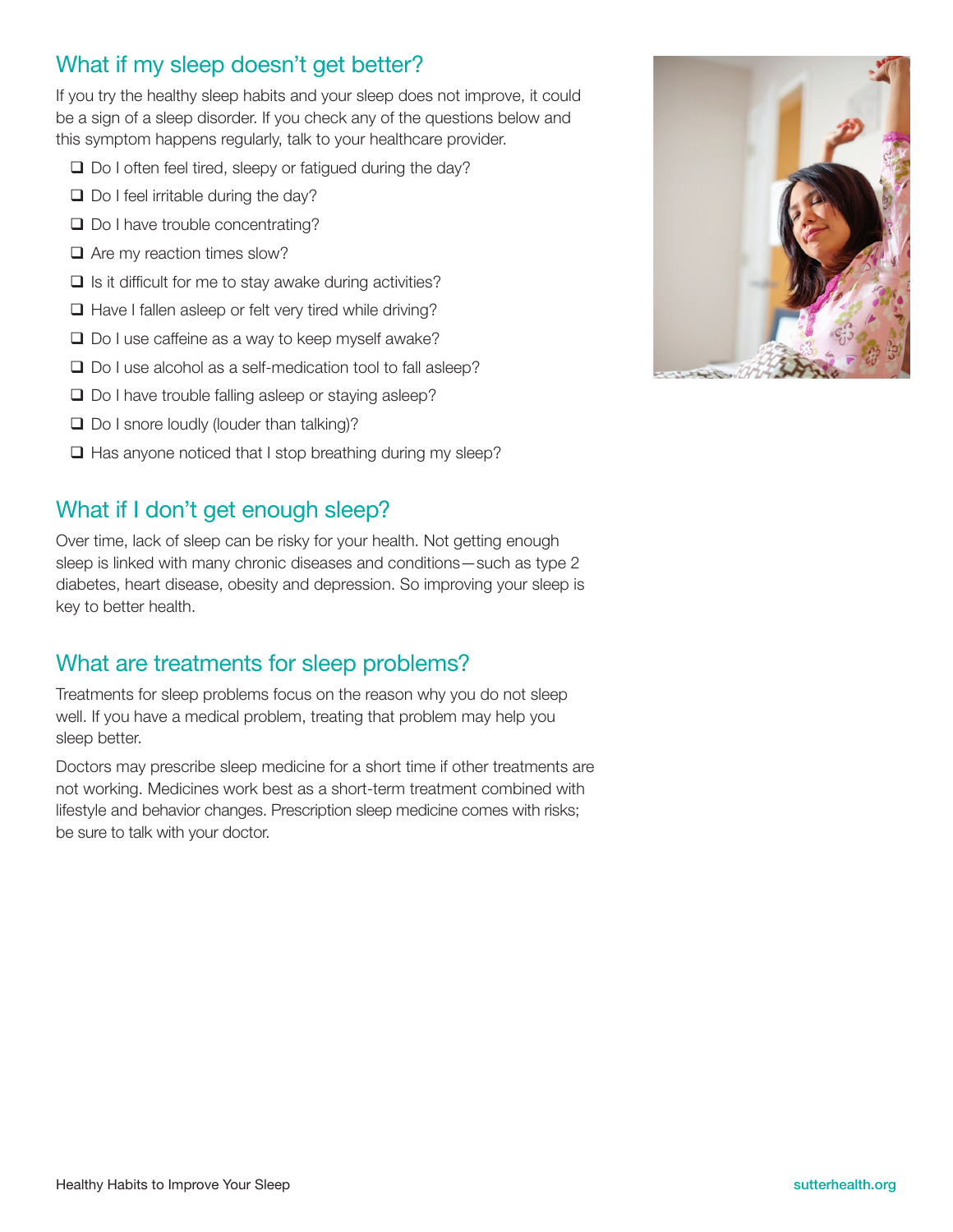## What if my sleep doesn't get better?

If you try the healthy sleep habits and your sleep does not improve, it could be a sign of a sleep disorder. If you check any of the questions below and this symptom happens regularly, talk to your healthcare provider.

- ❑ Do I often feel tired, sleepy or fatigued during the day?
- ❑ Do I feel irritable during the day?
- ❑ Do I have trouble concentrating?
- ❑ Are my reaction times slow?
- ❑ Is it difficult for me to stay awake during activities?
- ❑ Have I fallen asleep or felt very tired while driving?
- ❑ Do I use caffeine as a way to keep myself awake?
- ❑ Do I use alcohol as a self-medication tool to fall asleep?
- ❑ Do I have trouble falling asleep or staying asleep?
- ❑ Do I snore loudly (louder than talking)?
- ❑ Has anyone noticed that I stop breathing during my sleep?

## What if I don't get enough sleep?

Over time, lack of sleep can be risky for your health. Not getting enough sleep is linked with many chronic diseases and conditions—such as type 2 diabetes, heart disease, obesity and depression. So improving your sleep is key to better health.

## What are treatments for sleep problems?

Treatments for sleep problems focus on the reason why you do not sleep well. If you have a medical problem, treating that problem may help you sleep better.

Doctors may prescribe sleep medicine for a short time if other treatments are not working. Medicines work best as a short-term treatment combined with lifestyle and behavior changes. Prescription sleep medicine comes with risks; be sure to talk with your doctor.